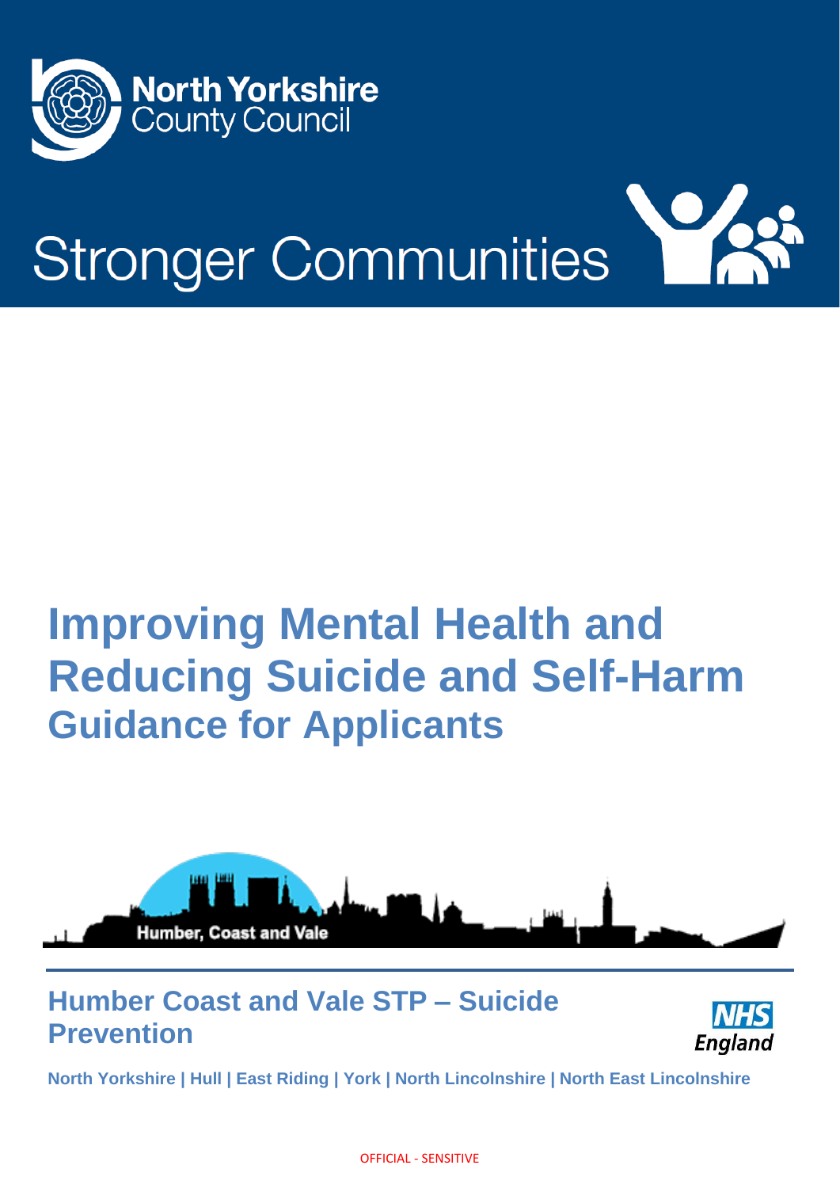North Yorkshire County Council

# Stronger Communities

# Improving Mental Health and Reducing Suicide and Self-Harm

## Guidance for Applicants

Humber, Coast and Vale

## Humber Coast and Vale STP – Suicide Prevention

NHS England

**North Yorkshire | Hull | East Riding | York | North Lincolnshire | North East Lincolnshire**

OFFICIAL - SENSITIVE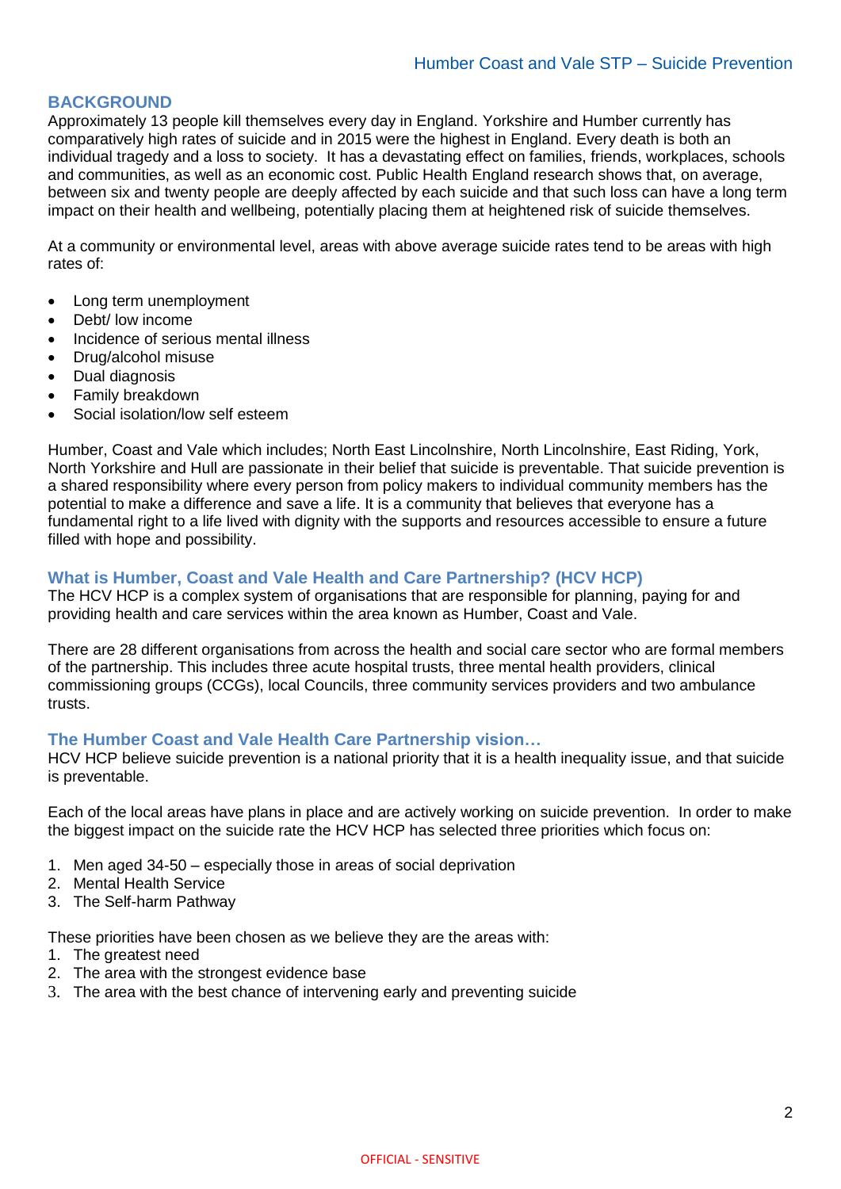## BACKGROUND

Approximately 13 people kill themselves every day in England. Yorkshire and Humber currently has comparatively high rates of suicide and in 2015 were the highest in England. Every death is both an individual tragedy and a loss to society. It has a devastating effect on families, friends, workplaces, schools and communities, as well as an economic cost. Public Health England research shows that, on average, between six and twenty people are deeply affected by each suicide and that such loss can have a long term impact on their health and wellbeing, potentially placing them at heightened risk of suicide themselves.

At a community or environmental level, areas with above average suicide rates tend to be areas with high rates of:

- Long term unemployment
- Debt/ low income
- Incidence of serious mental illness
- Drug/alcohol misuse
- Dual diagnosis
- Family breakdown
- Social isolation/low self esteem

Humber, Coast and Vale which includes; North East Lincolnshire, North Lincolnshire, East Riding, York, North Yorkshire and Hull are passionate in their belief that suicide is preventable. That suicide prevention is a shared responsibility where every person from policy makers to individual community members has the potential to make a difference and save a life. It is a community that believes that everyone has a fundamental right to a life lived with dignity with the supports and resources accessible to ensure a future filled with hope and possibility.

### What is Humber, Coast and Vale Health and Care Partnership? (HCV HCP)

The HCV HCP is a complex system of organisations that are responsible for planning, paying for and providing health and care services within the area known as Humber, Coast and Vale.

There are 28 different organisations from across the health and social care sector who are formal members of the partnership. This includes three acute hospital trusts, three mental health providers, clinical commissioning groups (CCGs), local Councils, three community services providers and two ambulance trusts.

### The Humber Coast and Vale Health Care Partnership vision…

HCV HCP believe suicide prevention is a national priority that it is a health inequality issue, and that suicide is preventable.

Each of the local areas have plans in place and are actively working on suicide prevention. In order to make the biggest impact on the suicide rate the HCV HCP has selected three priorities which focus on:

1. Men aged 34-50 – especially those in areas of social deprivation
2. Mental Health Service
3. The Self-harm Pathway

These priorities have been chosen as we believe they are the areas with:

1. The greatest need
2. The area with the strongest evidence base
3. The area with the best chance of intervening early and preventing suicide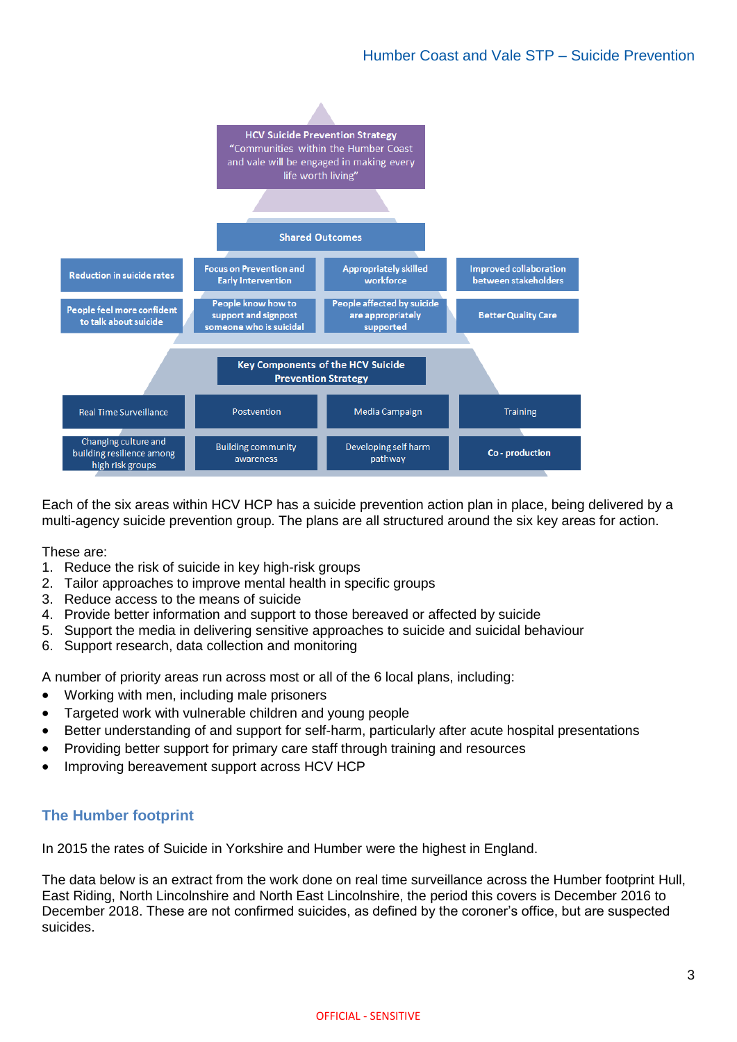**HCV Suicide Prevention Strategy**
"Communities within the Humber Coast and vale will be engaged in making every life worth living"

**Shared Outcomes**

| | | | |
|---|---|---|---|
| Reduction in suicide rates | Focus on Prevention and Early Intervention | Appropriately skilled workforce | Improved collaboration between stakeholders |
| People feel more confident to talk about suicide | People know how to support and signpost someone who is suicidal | People affected by suicide are appropriately supported | Better Quality Care |

**Key Components of the HCV Suicide Prevention Strategy**

| | | | |
|---|---|---|---|
| Real Time Surveillance | Postvention | Media Campaign | Training |
| Changing culture and building resilience among high risk groups | Building community awareness | Developing self harm pathway | Co - production |

Each of the six areas within HCV HCP has a suicide prevention action plan in place, being delivered by a multi-agency suicide prevention group. The plans are all structured around the six key areas for action.

These are:

1. Reduce the risk of suicide in key high-risk groups
2. Tailor approaches to improve mental health in specific groups
3. Reduce access to the means of suicide
4. Provide better information and support to those bereaved or affected by suicide
5. Support the media in delivering sensitive approaches to suicide and suicidal behaviour
6. Support research, data collection and monitoring

A number of priority areas run across most or all of the 6 local plans, including:

- Working with men, including male prisoners
- Targeted work with vulnerable children and young people
- Better understanding of and support for self-harm, particularly after acute hospital presentations
- Providing better support for primary care staff through training and resources
- Improving bereavement support across HCV HCP

## The Humber footprint

In 2015 the rates of Suicide in Yorkshire and Humber were the highest in England.

The data below is an extract from the work done on real time surveillance across the Humber footprint Hull, East Riding, North Lincolnshire and North East Lincolnshire, the period this covers is December 2016 to December 2018. These are not confirmed suicides, as defined by the coroner's office, but are suspected suicides.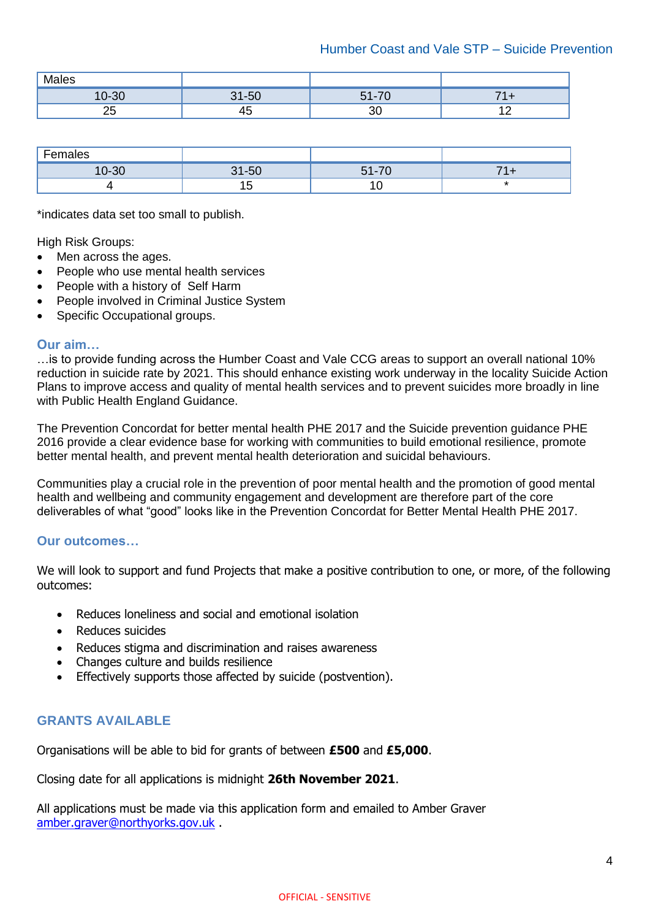| Males | | | |
|---|---|---|---|
| 10-30 | 31-50 | 51-70 | 71+ |
| 25 | 45 | 30 | 12 |

| Females | | | |
|---|---|---|---|
| 10-30 | 31-50 | 51-70 | 71+ |
| 4 | 15 | 10 | * |

*indicates data set too small to publish.

High Risk Groups:

- Men across the ages.
- People who use mental health services
- People with a history of Self Harm
- People involved in Criminal Justice System
- Specific Occupational groups.

### Our aim…

…is to provide funding across the Humber Coast and Vale CCG areas to support an overall national 10% reduction in suicide rate by 2021. This should enhance existing work underway in the locality Suicide Action Plans to improve access and quality of mental health services and to prevent suicides more broadly in line with Public Health England Guidance.

The Prevention Concordat for better mental health PHE 2017 and the Suicide prevention guidance PHE 2016 provide a clear evidence base for working with communities to build emotional resilience, promote better mental health, and prevent mental health deterioration and suicidal behaviours.

Communities play a crucial role in the prevention of poor mental health and the promotion of good mental health and wellbeing and community engagement and development are therefore part of the core deliverables of what "good" looks like in the Prevention Concordat for Better Mental Health PHE 2017.

### Our outcomes…

We will look to support and fund Projects that make a positive contribution to one, or more, of the following outcomes:

- Reduces loneliness and social and emotional isolation
- Reduces suicides
- Reduces stigma and discrimination and raises awareness
- Changes culture and builds resilience
- Effectively supports those affected by suicide (postvention).

### GRANTS AVAILABLE

Organisations will be able to bid for grants of between **£500** and **£5,000**.

Closing date for all applications is midnight **26th November 2021**.

All applications must be made via this application form and emailed to Amber Graver amber.graver@northyorks.gov.uk .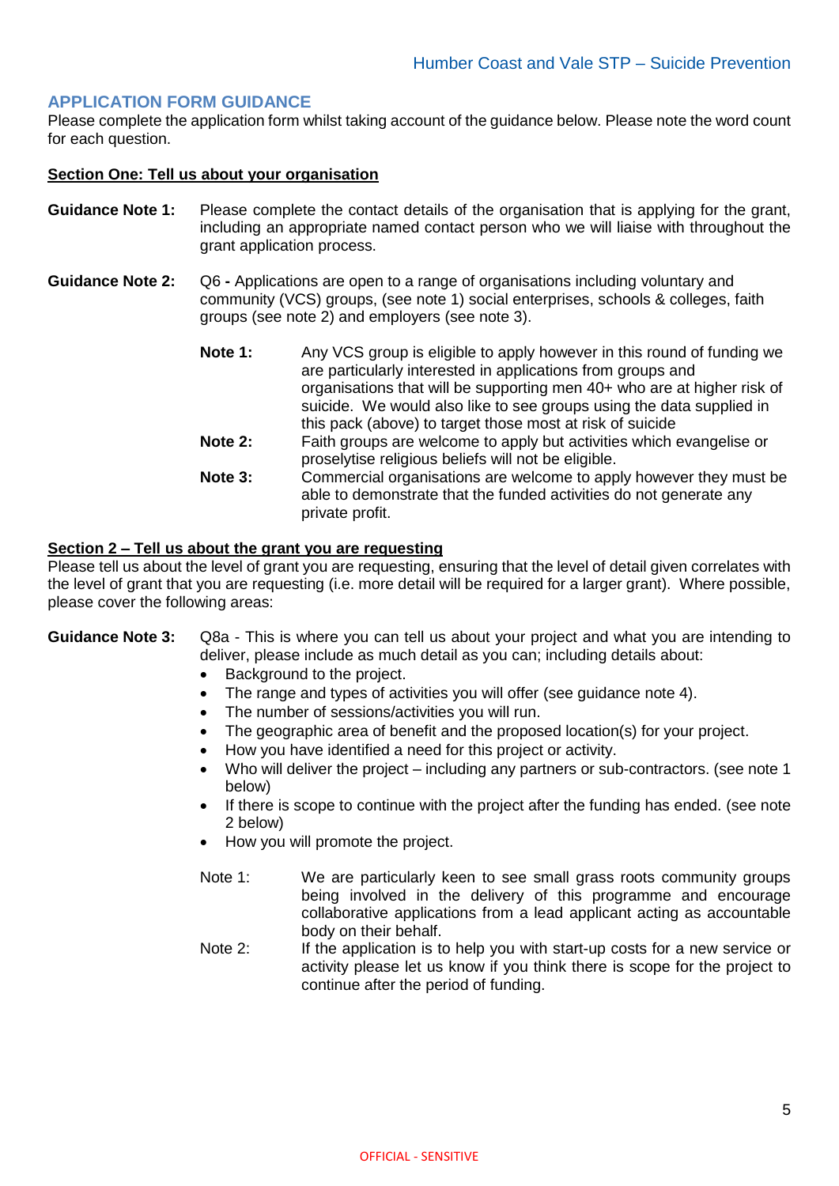## APPLICATION FORM GUIDANCE

Please complete the application form whilst taking account of the guidance below. Please note the word count for each question.

### Section One: Tell us about your organisation

**Guidance Note 1:** Please complete the contact details of the organisation that is applying for the grant, including an appropriate named contact person who we will liaise with throughout the grant application process.

**Guidance Note 2:** Q6 **-** Applications are open to a range of organisations including voluntary and community (VCS) groups, (see note 1) social enterprises, schools & colleges, faith groups (see note 2) and employers (see note 3).

**Note 1:** Any VCS group is eligible to apply however in this round of funding we are particularly interested in applications from groups and organisations that will be supporting men 40+ who are at higher risk of suicide. We would also like to see groups using the data supplied in this pack (above) to target those most at risk of suicide

**Note 2:** Faith groups are welcome to apply but activities which evangelise or proselytise religious beliefs will not be eligible.

**Note 3:** Commercial organisations are welcome to apply however they must be able to demonstrate that the funded activities do not generate any private profit.

### Section 2 – Tell us about the grant you are requesting

Please tell us about the level of grant you are requesting, ensuring that the level of detail given correlates with the level of grant that you are requesting (i.e. more detail will be required for a larger grant). Where possible, please cover the following areas:

**Guidance Note 3:** Q8a - This is where you can tell us about your project and what you are intending to deliver, please include as much detail as you can; including details about:

- Background to the project.
- The range and types of activities you will offer (see guidance note 4).
- The number of sessions/activities you will run.
- The geographic area of benefit and the proposed location(s) for your project.
- How you have identified a need for this project or activity.
- Who will deliver the project – including any partners or sub-contractors. (see note 1 below)
- If there is scope to continue with the project after the funding has ended. (see note 2 below)
- How you will promote the project.

Note 1: We are particularly keen to see small grass roots community groups being involved in the delivery of this programme and encourage collaborative applications from a lead applicant acting as accountable body on their behalf.

Note 2: If the application is to help you with start-up costs for a new service or activity please let us know if you think there is scope for the project to continue after the period of funding.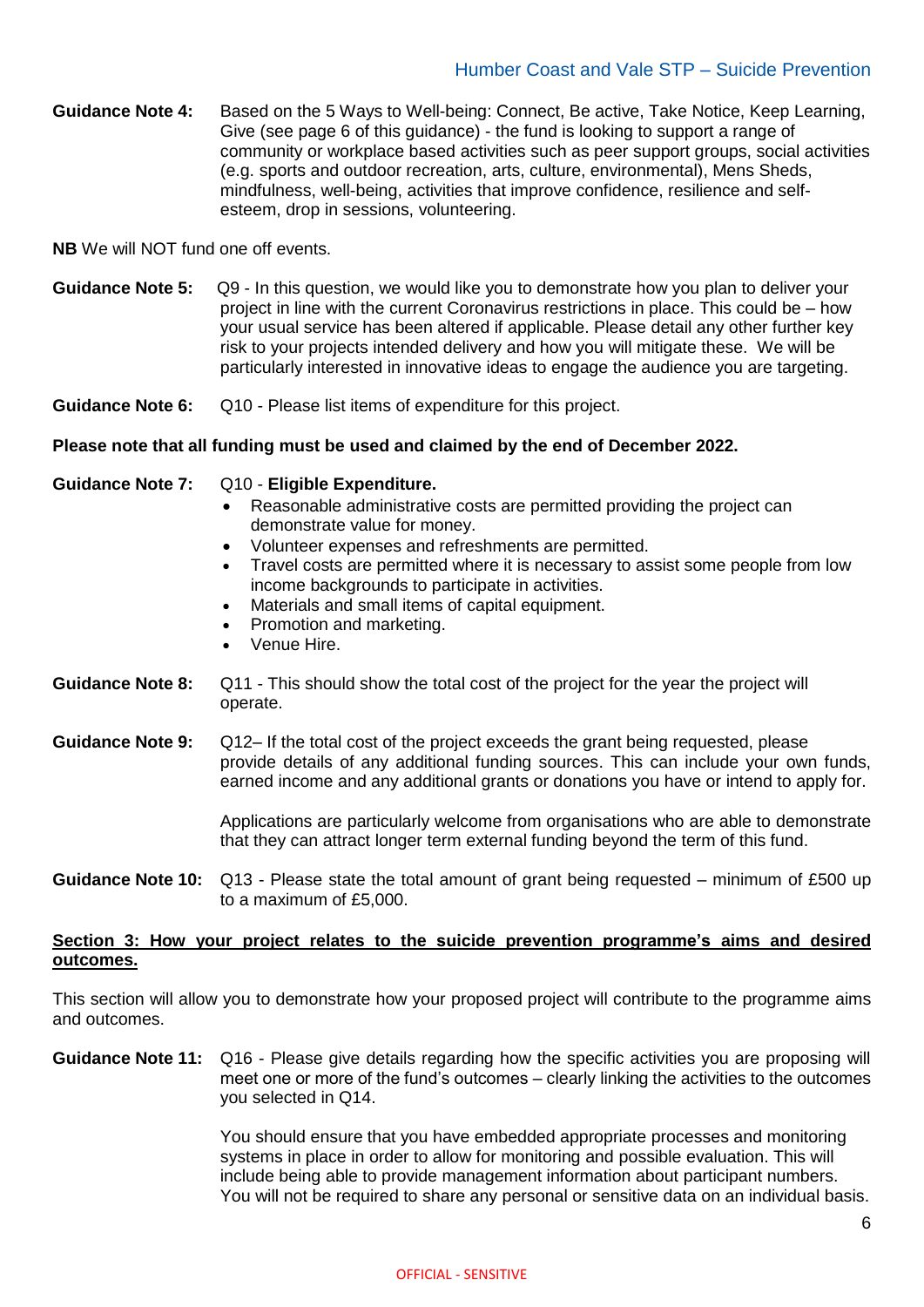**Guidance Note 4:** Based on the 5 Ways to Well-being: Connect, Be active, Take Notice, Keep Learning, Give (see page 6 of this guidance) - the fund is looking to support a range of community or workplace based activities such as peer support groups, social activities (e.g. sports and outdoor recreation, arts, culture, environmental), Mens Sheds, mindfulness, well-being, activities that improve confidence, resilience and self-esteem, drop in sessions, volunteering.

**NB** We will NOT fund one off events.

**Guidance Note 5:** Q9 - In this question, we would like you to demonstrate how you plan to deliver your project in line with the current Coronavirus restrictions in place. This could be – how your usual service has been altered if applicable. Please detail any other further key risk to your projects intended delivery and how you will mitigate these. We will be particularly interested in innovative ideas to engage the audience you are targeting.

**Guidance Note 6:** Q10 - Please list items of expenditure for this project.

**Please note that all funding must be used and claimed by the end of December 2022.**

**Guidance Note 7:** Q10 - **Eligible Expenditure.**

- Reasonable administrative costs are permitted providing the project can demonstrate value for money.
- Volunteer expenses and refreshments are permitted.
- Travel costs are permitted where it is necessary to assist some people from low income backgrounds to participate in activities.
- Materials and small items of capital equipment.
- Promotion and marketing.
- Venue Hire.

**Guidance Note 8:** Q11 - This should show the total cost of the project for the year the project will operate.

**Guidance Note 9:** Q12– If the total cost of the project exceeds the grant being requested, please provide details of any additional funding sources. This can include your own funds, earned income and any additional grants or donations you have or intend to apply for.

Applications are particularly welcome from organisations who are able to demonstrate that they can attract longer term external funding beyond the term of this fund.

**Guidance Note 10:** Q13 - Please state the total amount of grant being requested – minimum of £500 up to a maximum of £5,000.

## Section 3: How your project relates to the suicide prevention programme's aims and desired outcomes.

This section will allow you to demonstrate how your proposed project will contribute to the programme aims and outcomes.

**Guidance Note 11:** Q16 - Please give details regarding how the specific activities you are proposing will meet one or more of the fund's outcomes – clearly linking the activities to the outcomes you selected in Q14.

You should ensure that you have embedded appropriate processes and monitoring systems in place in order to allow for monitoring and possible evaluation. This will include being able to provide management information about participant numbers. You will not be required to share any personal or sensitive data on an individual basis.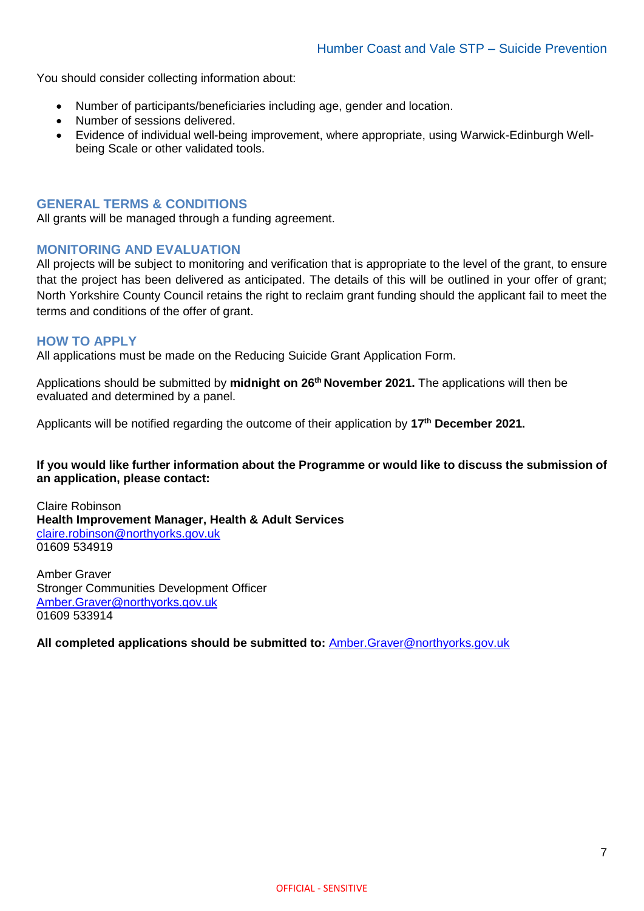You should consider collecting information about:

- Number of participants/beneficiaries including age, gender and location.
- Number of sessions delivered.
- Evidence of individual well-being improvement, where appropriate, using Warwick-Edinburgh Well-being Scale or other validated tools.

## GENERAL TERMS & CONDITIONS

All grants will be managed through a funding agreement.

## MONITORING AND EVALUATION

All projects will be subject to monitoring and verification that is appropriate to the level of the grant, to ensure that the project has been delivered as anticipated. The details of this will be outlined in your offer of grant; North Yorkshire County Council retains the right to reclaim grant funding should the applicant fail to meet the terms and conditions of the offer of grant.

## HOW TO APPLY

All applications must be made on the Reducing Suicide Grant Application Form.

Applications should be submitted by **midnight on 26th November 2021.** The applications will then be evaluated and determined by a panel.

Applicants will be notified regarding the outcome of their application by **17th December 2021.**

**If you would like further information about the Programme or would like to discuss the submission of an application, please contact:**

Claire Robinson
**Health Improvement Manager, Health & Adult Services**
claire.robinson@northyorks.gov.uk
01609 534919

Amber Graver
Stronger Communities Development Officer
Amber.Graver@northyorks.gov.uk
01609 533914

**All completed applications should be submitted to:** Amber.Graver@northyorks.gov.uk

OFFICIAL - SENSITIVE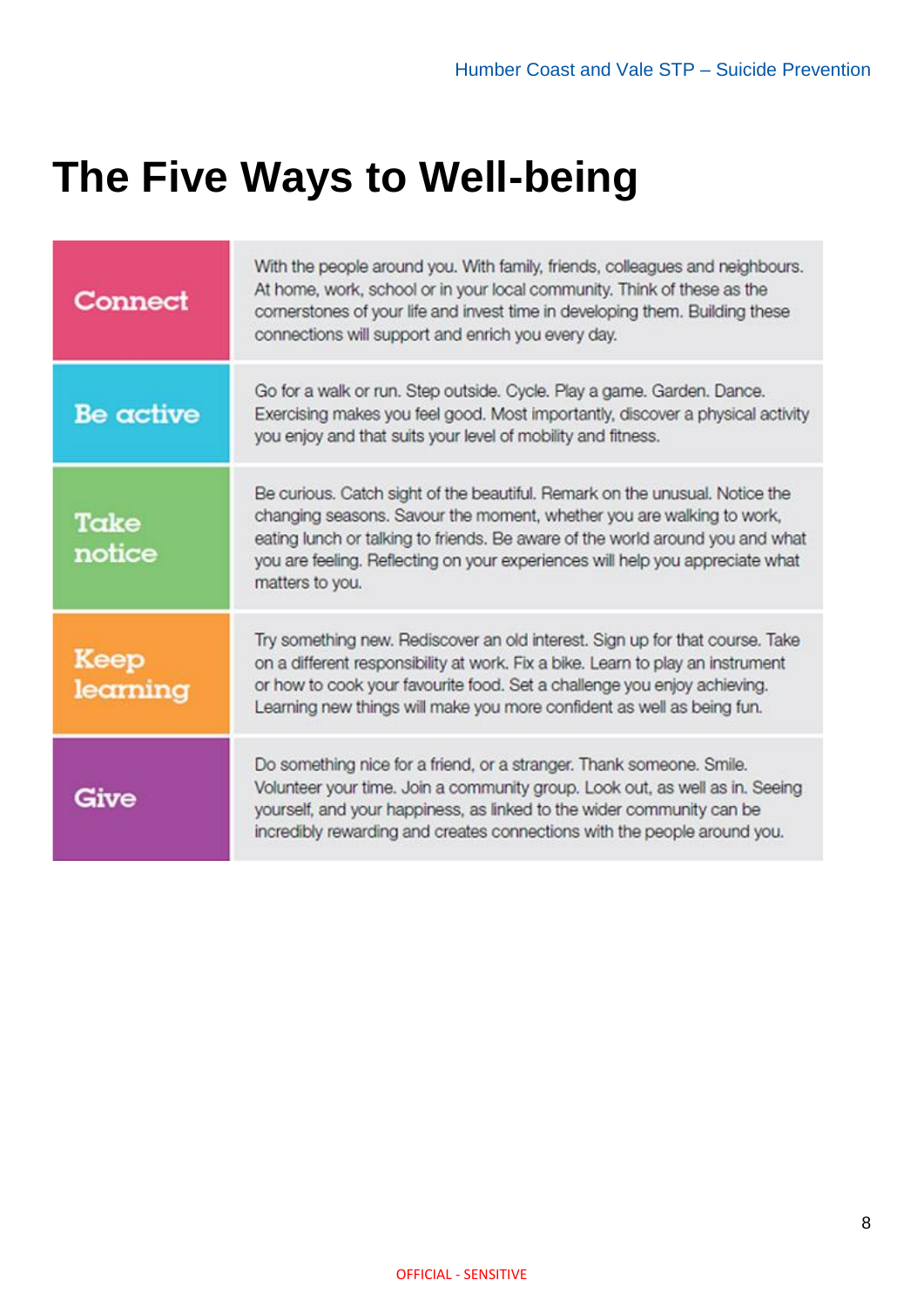# The Five Ways to Well-being

| | |
|---|---|
| Connect | With the people around you. With family, friends, colleagues and neighbours. At home, work, school or in your local community. Think of these as the cornerstones of your life and invest time in developing them. Building these connections will support and enrich you every day. |
| Be active | Go for a walk or run. Step outside. Cycle. Play a game. Garden. Dance. Exercising makes you feel good. Most importantly, discover a physical activity you enjoy and that suits your level of mobility and fitness. |
| Take notice | Be curious. Catch sight of the beautiful. Remark on the unusual. Notice the changing seasons. Savour the moment, whether you are walking to work, eating lunch or talking to friends. Be aware of the world around you and what you are feeling. Reflecting on your experiences will help you appreciate what matters to you. |
| Keep learning | Try something new. Rediscover an old interest. Sign up for that course. Take on a different responsibility at work. Fix a bike. Learn to play an instrument or how to cook your favourite food. Set a challenge you enjoy achieving. Learning new things will make you more confident as well as being fun. |
| Give | Do something nice for a friend, or a stranger. Thank someone. Smile. Volunteer your time. Join a community group. Look out, as well as in. Seeing yourself, and your happiness, as linked to the wider community can be incredibly rewarding and creates connections with the people around you. |

OFFICIAL - SENSITIVE